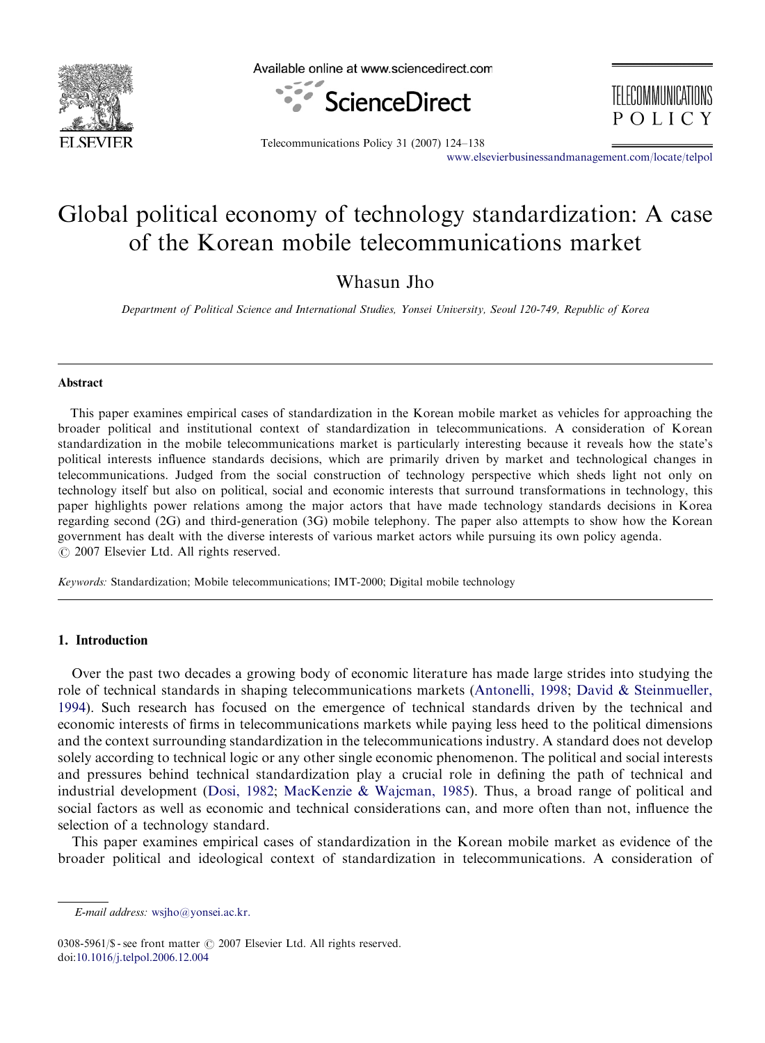# Global political economy of technology standardization: A case of the Korean mobile telecommunications market

Whasun Jho

*Department of Political Science and International Studies, Yonsei University, Seoul 120-749, Republic of Korea*

## Abstract

This paper examines empirical cases of standardization in the Korean mobile market as vehicles for approaching the broader political and institutional context of standardization in telecommunications. A consideration of Korean standardization in the mobile telecommunications market is particularly interesting because it reveals how the state's political interests influence standards decisions, which are primarily driven by market and technological changes in telecommunications. Judged from the social construction of technology perspective which sheds light not only on technology itself but also on political, social and economic interests that surround transformations in technology, this paper highlights power relations among the major actors that have made technology standards decisions in Korea regarding second (2G) and third-generation (3G) mobile telephony. The paper also attempts to show how the Korean government has dealt with the diverse interests of various market actors while pursuing its own policy agenda.
© 2007 Elsevier Ltd. All rights reserved.

*Keywords:* Standardization; Mobile telecommunications; IMT-2000; Digital mobile technology

## 1. Introduction

Over the past two decades a growing body of economic literature has made large strides into studying the role of technical standards in shaping telecommunications markets (Antonelli, 1998; David & Steinmueller, 1994). Such research has focused on the emergence of technical standards driven by the technical and economic interests of firms in telecommunications markets while paying less heed to the political dimensions and the context surrounding standardization in the telecommunications industry. A standard does not develop solely according to technical logic or any other single economic phenomenon. The political and social interests and pressures behind technical standardization play a crucial role in defining the path of technical and industrial development (Dosi, 1982; MacKenzie & Wajcman, 1985). Thus, a broad range of political and social factors as well as economic and technical considerations can, and more often than not, influence the selection of a technology standard.

This paper examines empirical cases of standardization in the Korean mobile market as evidence of the broader political and ideological context of standardization in telecommunications. A consideration of

*E-mail address:* wsjho@yonsei.ac.kr.

0308-5961/$ - see front matter © 2007 Elsevier Ltd. All rights reserved.
doi:10.1016/j.telpol.2006.12.004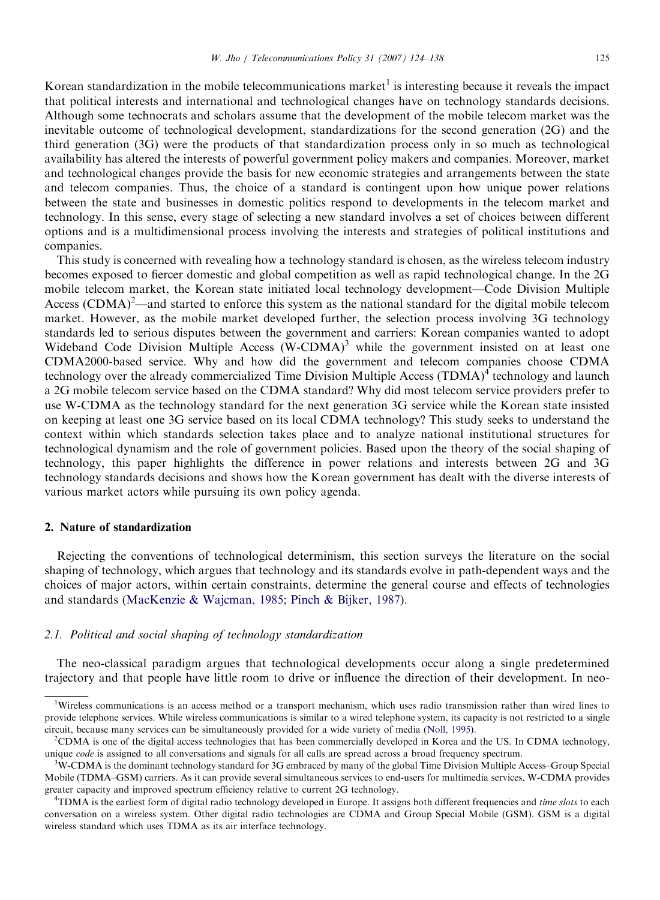Korean standardization in the mobile telecommunications market[1] is interesting because it reveals the impact that political interests and international and technological changes have on technology standards decisions. Although some technocrats and scholars assume that the development of the mobile telecom market was the inevitable outcome of technological development, standardizations for the second generation (2G) and the third generation (3G) were the products of that standardization process only in so much as technological availability has altered the interests of powerful government policy makers and companies. Moreover, market and technological changes provide the basis for new economic strategies and arrangements between the state and telecom companies. Thus, the choice of a standard is contingent upon how unique power relations between the state and businesses in domestic politics respond to developments in the telecom market and technology. In this sense, every stage of selecting a new standard involves a set of choices between different options and is a multidimensional process involving the interests and strategies of political institutions and companies.

This study is concerned with revealing how a technology standard is chosen, as the wireless telecom industry becomes exposed to fiercer domestic and global competition as well as rapid technological change. In the 2G mobile telecom market, the Korean state initiated local technology development—Code Division Multiple Access (CDMA)[2]—and started to enforce this system as the national standard for the digital mobile telecom market. However, as the mobile market developed further, the selection process involving 3G technology standards led to serious disputes between the government and carriers: Korean companies wanted to adopt Wideband Code Division Multiple Access (W-CDMA)[3] while the government insisted on at least one CDMA2000-based service. Why and how did the government and telecom companies choose CDMA technology over the already commercialized Time Division Multiple Access (TDMA)[4] technology and launch a 2G mobile telecom service based on the CDMA standard? Why did most telecom service providers prefer to use W-CDMA as the technology standard for the next generation 3G service while the Korean state insisted on keeping at least one 3G service based on its local CDMA technology? This study seeks to understand the context within which standards selection takes place and to analyze national institutional structures for technological dynamism and the role of government policies. Based upon the theory of the social shaping of technology, this paper highlights the difference in power relations and interests between 2G and 3G technology standards decisions and shows how the Korean government has dealt with the diverse interests of various market actors while pursuing its own policy agenda.

## 2. Nature of standardization

Rejecting the conventions of technological determinism, this section surveys the literature on the social shaping of technology, which argues that technology and its standards evolve in path-dependent ways and the choices of major actors, within certain constraints, determine the general course and effects of technologies and standards (MacKenzie & Wajcman, 1985; Pinch & Bijker, 1987).

### 2.1. Political and social shaping of technology standardization

The neo-classical paradigm argues that technological developments occur along a single predetermined trajectory and that people have little room to drive or influence the direction of their development. In neo-

---

[1] Wireless communications is an access method or a transport mechanism, which uses radio transmission rather than wired lines to provide telephone services. While wireless communications is similar to a wired telephone system, its capacity is not restricted to a single circuit, because many services can be simultaneously provided for a wide variety of media (Noll, 1995).

[2] CDMA is one of the digital access technologies that has been commercially developed in Korea and the US. In CDMA technology, unique *code* is assigned to all conversations and signals for all calls are spread across a broad frequency spectrum.

[3] W-CDMA is the dominant technology standard for 3G embraced by many of the global Time Division Multiple Access–Group Special Mobile (TDMA–GSM) carriers. As it can provide several simultaneous services to end-users for multimedia services, W-CDMA provides greater capacity and improved spectrum efficiency relative to current 2G technology.

[4] TDMA is the earliest form of digital radio technology developed in Europe. It assigns both different frequencies and *time slots* to each conversation on a wireless system. Other digital radio technologies are CDMA and Group Special Mobile (GSM). GSM is a digital wireless standard which uses TDMA as its air interface technology.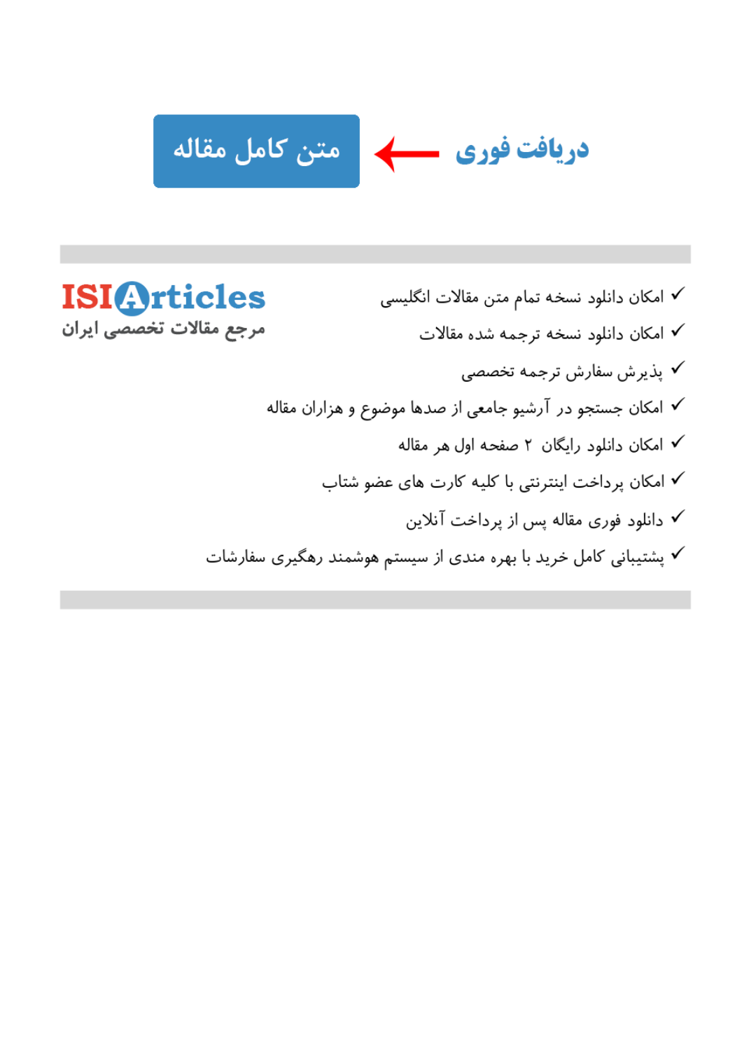دریافت فوری ← متن کامل مقاله

**ISIArticles**
مرجع مقالات تخصصی ایران

- ✓ امکان دانلود نسخه تمام متن مقالات انگلیسی
- ✓ امکان دانلود نسخه ترجمه شده مقالات
- ✓ پذیرش سفارش ترجمه تخصصی
- ✓ امکان جستجو در آرشیو جامعی از صدها موضوع و هزاران مقاله
- ✓ امکان دانلود رایگان ۲ صفحه اول هر مقاله
- ✓ امکان پرداخت اینترنتی با کلیه کارت های عضو شتاب
- ✓ دانلود فوری مقاله پس از پرداخت آنلاین
- ✓ پشتیبانی کامل خرید با بهره مندی از سیستم هوشمند رهگیری سفارشات